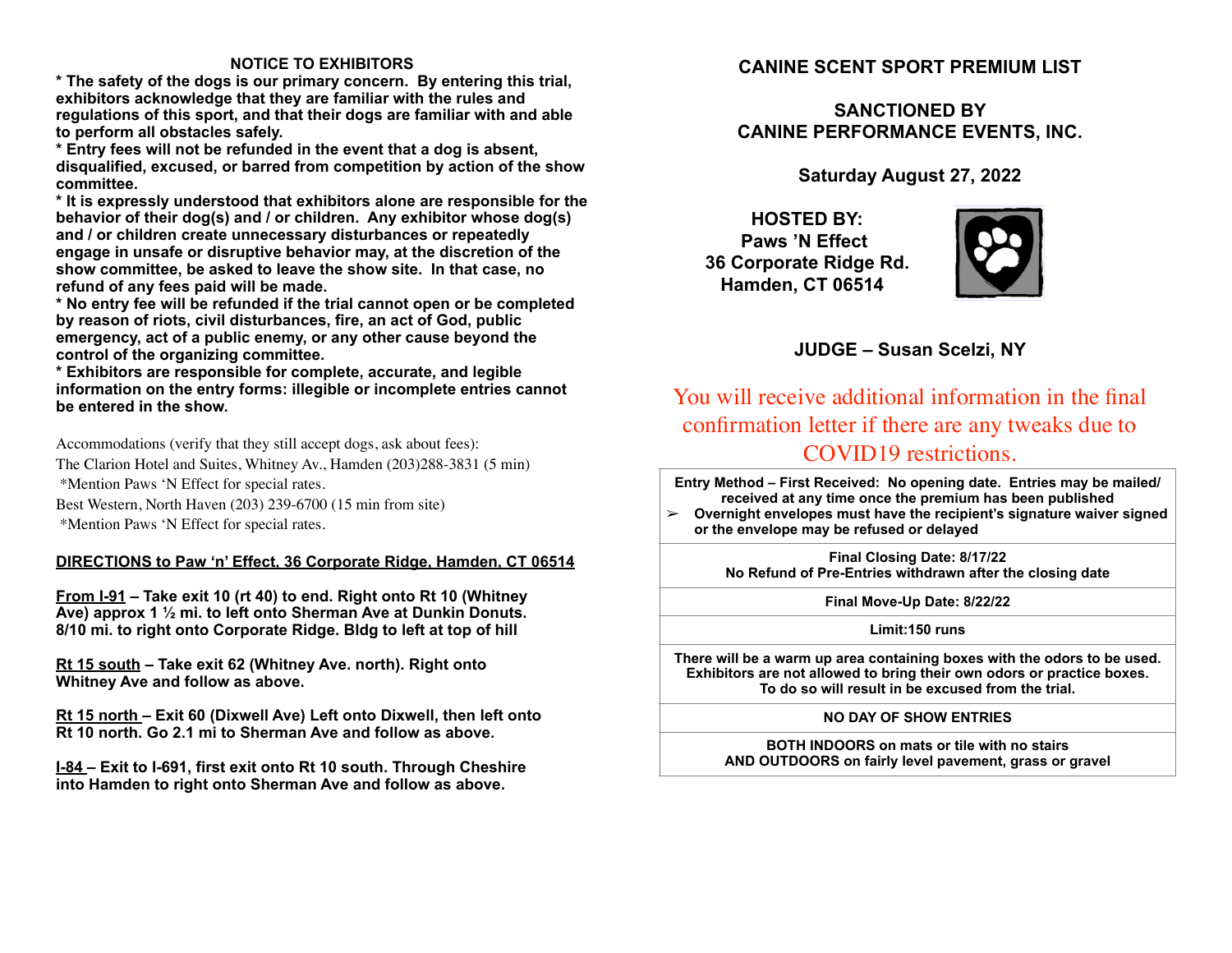## NOTICE TO EXHIBITORS

**\* The safety of the dogs is our primary concern. By entering this trial, exhibitors acknowledge that they are familiar with the rules and regulations of this sport, and that their dogs are familiar with and able to perform all obstacles safely.**

**\* Entry fees will not be refunded in the event that a dog is absent, disqualified, excused, or barred from competition by action of the show committee.**

**\* It is expressly understood that exhibitors alone are responsible for the behavior of their dog(s) and / or children. Any exhibitor whose dog(s) and / or children create unnecessary disturbances or repeatedly engage in unsafe or disruptive behavior may, at the discretion of the show committee, be asked to leave the show site. In that case, no refund of any fees paid will be made.**

**\* No entry fee will be refunded if the trial cannot open or be completed by reason of riots, civil disturbances, fire, an act of God, public emergency, act of a public enemy, or any other cause beyond the control of the organizing committee.**

**\* Exhibitors are responsible for complete, accurate, and legible information on the entry forms: illegible or incomplete entries cannot be entered in the show.**

Accommodations (verify that they still accept dogs, ask about fees):
The Clarion Hotel and Suites, Whitney Av., Hamden (203)288-3831 (5 min)
*Mention Paws 'N Effect for special rates.
Best Western, North Haven (203) 239-6700 (15 min from site)
*Mention Paws 'N Effect for special rates.

**DIRECTIONS to Paw 'n' Effect, 36 Corporate Ridge, Hamden, CT 06514**

**From I-91 – Take exit 10 (rt 40) to end. Right onto Rt 10 (Whitney Ave) approx 1 ½ mi. to left onto Sherman Ave at Dunkin Donuts. 8/10 mi. to right onto Corporate Ridge. Bldg to left at top of hill**

**Rt 15 south – Take exit 62 (Whitney Ave. north). Right onto Whitney Ave and follow as above.**

**Rt 15 north – Exit 60 (Dixwell Ave) Left onto Dixwell, then left onto Rt 10 north. Go 2.1 mi to Sherman Ave and follow as above.**

**I-84 – Exit to I-691, first exit onto Rt 10 south. Through Cheshire into Hamden to right onto Sherman Ave and follow as above.**

# CANINE SCENT SPORT PREMIUM LIST

## SANCTIONED BY CANINE PERFORMANCE EVENTS, INC.

### Saturday August 27, 2022

**HOSTED BY:**
**Paws 'N Effect**
**36 Corporate Ridge Rd.**
**Hamden, CT 06514**

### JUDGE – Susan Scelzi, NY

You will receive additional information in the final confirmation letter if there are any tweaks due to COVID19 restrictions.

| |
|---|
| **Entry Method – First Received: No opening date. Entries may be mailed/ received at any time once the premium has been published**<br>➢ **Overnight envelopes must have the recipient's signature waiver signed or the envelope may be refused or delayed** |
| **Final Closing Date: 8/17/22**<br>**No Refund of Pre-Entries withdrawn after the closing date** |
| **Final Move-Up Date: 8/22/22** |
| **Limit:150 runs** |
| **There will be a warm up area containing boxes with the odors to be used. Exhibitors are not allowed to bring their own odors or practice boxes. To do so will result in be excused from the trial.** |
| **NO DAY OF SHOW ENTRIES** |
| **BOTH INDOORS on mats or tile with no stairs AND OUTDOORS on fairly level pavement, grass or gravel** |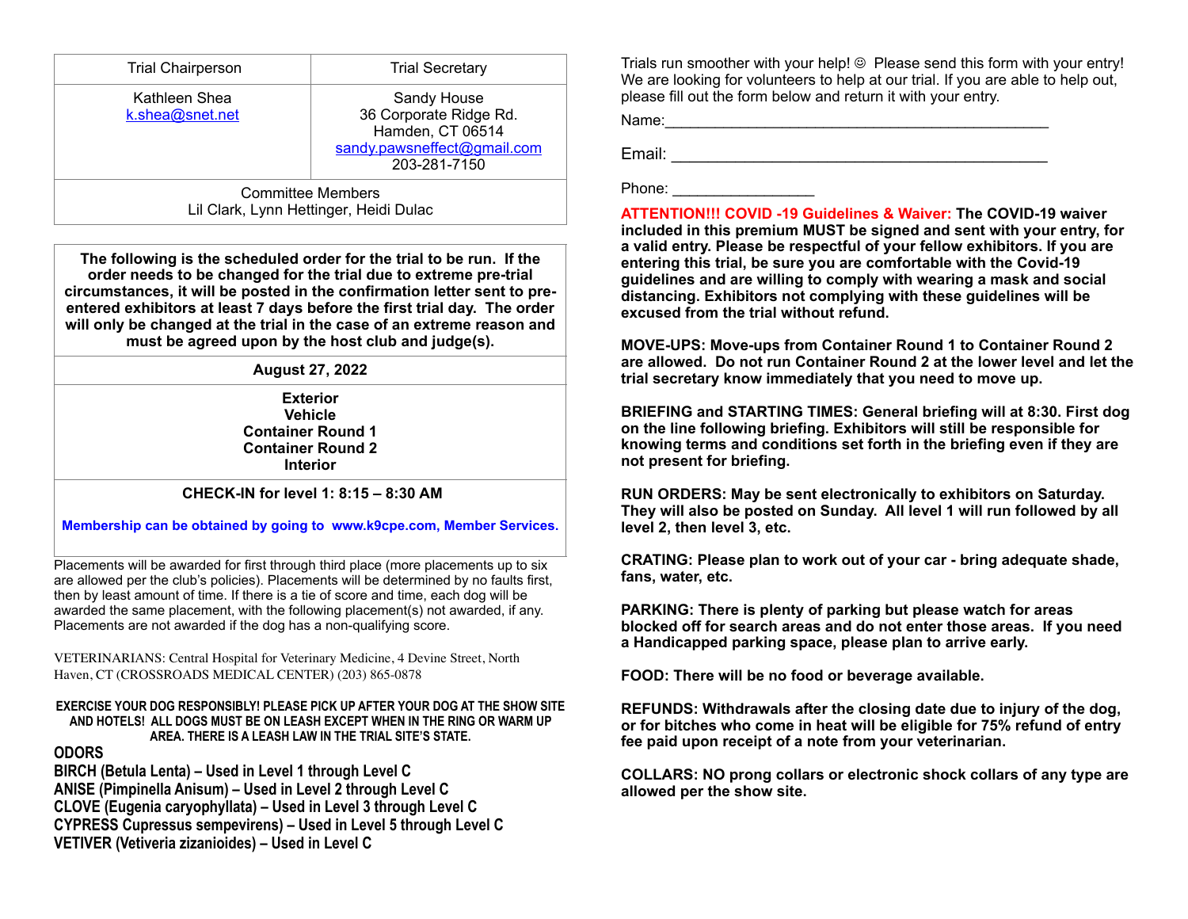| Trial Chairperson | Trial Secretary |
|---|---|
| Kathleen Shea<br>k.shea@snet.net | Sandy House<br>36 Corporate Ridge Rd.<br>Hamden, CT 06514<br>sandy.pawsneffect@gmail.com<br>203-281-7150 |
| Committee Members<br>Lil Clark, Lynn Hettinger, Heidi Dulac | |

**The following is the scheduled order for the trial to be run. If the order needs to be changed for the trial due to extreme pre-trial circumstances, it will be posted in the confirmation letter sent to pre-entered exhibitors at least 7 days before the first trial day. The order will only be changed at the trial in the case of an extreme reason and must be agreed upon by the host club and judge(s).**

**August 27, 2022**

**Exterior**
**Vehicle**
**Container Round 1**
**Container Round 2**
**Interior**

**CHECK-IN for level 1: 8:15 – 8:30 AM**

**Membership can be obtained by going to www.k9cpe.com, Member Services.**

Placements will be awarded for first through third place (more placements up to six are allowed per the club's policies). Placements will be determined by no faults first, then by least amount of time. If there is a tie of score and time, each dog will be awarded the same placement, with the following placement(s) not awarded, if any. Placements are not awarded if the dog has a non-qualifying score.

VETERINARIANS: Central Hospital for Veterinary Medicine, 4 Devine Street, North Haven, CT (CROSSROADS MEDICAL CENTER) (203) 865-0878

**EXERCISE YOUR DOG RESPONSIBLY! PLEASE PICK UP AFTER YOUR DOG AT THE SHOW SITE AND HOTELS! ALL DOGS MUST BE ON LEASH EXCEPT WHEN IN THE RING OR WARM UP AREA. THERE IS A LEASH LAW IN THE TRIAL SITE'S STATE.**

**ODORS**

**BIRCH (Betula Lenta) – Used in Level 1 through Level C**
**ANISE (Pimpinella Anisum) – Used in Level 2 through Level C**
**CLOVE (Eugenia caryophyllata) – Used in Level 3 through Level C**
**CYPRESS Cupressus sempevirens) – Used in Level 5 through Level C**
**VETIVER (Vetiveria zizanioides) – Used in Level C**

Trials run smoother with your help! ☺ Please send this form with your entry! We are looking for volunteers to help at our trial. If you are able to help out, please fill out the form below and return it with your entry.

Name:_______________________________________________

Email: ______________________________________________

Phone: ________________

**ATTENTION!!! COVID -19 Guidelines & Waiver: The COVID-19 waiver included in this premium MUST be signed and sent with your entry, for a valid entry. Please be respectful of your fellow exhibitors. If you are entering this trial, be sure you are comfortable with the Covid-19 guidelines and are willing to comply with wearing a mask and social distancing. Exhibitors not complying with these guidelines will be excused from the trial without refund.**

**MOVE-UPS: Move-ups from Container Round 1 to Container Round 2 are allowed. Do not run Container Round 2 at the lower level and let the trial secretary know immediately that you need to move up.**

**BRIEFING and STARTING TIMES: General briefing will at 8:30. First dog on the line following briefing. Exhibitors will still be responsible for knowing terms and conditions set forth in the briefing even if they are not present for briefing.**

**RUN ORDERS: May be sent electronically to exhibitors on Saturday. They will also be posted on Sunday. All level 1 will run followed by all level 2, then level 3, etc.**

**CRATING: Please plan to work out of your car - bring adequate shade, fans, water, etc.**

**PARKING: There is plenty of parking but please watch for areas blocked off for search areas and do not enter those areas. If you need a Handicapped parking space, please plan to arrive early.**

**FOOD: There will be no food or beverage available.**

**REFUNDS: Withdrawals after the closing date due to injury of the dog, or for bitches who come in heat will be eligible for 75% refund of entry fee paid upon receipt of a note from your veterinarian.**

**COLLARS: NO prong collars or electronic shock collars of any type are allowed per the show site.**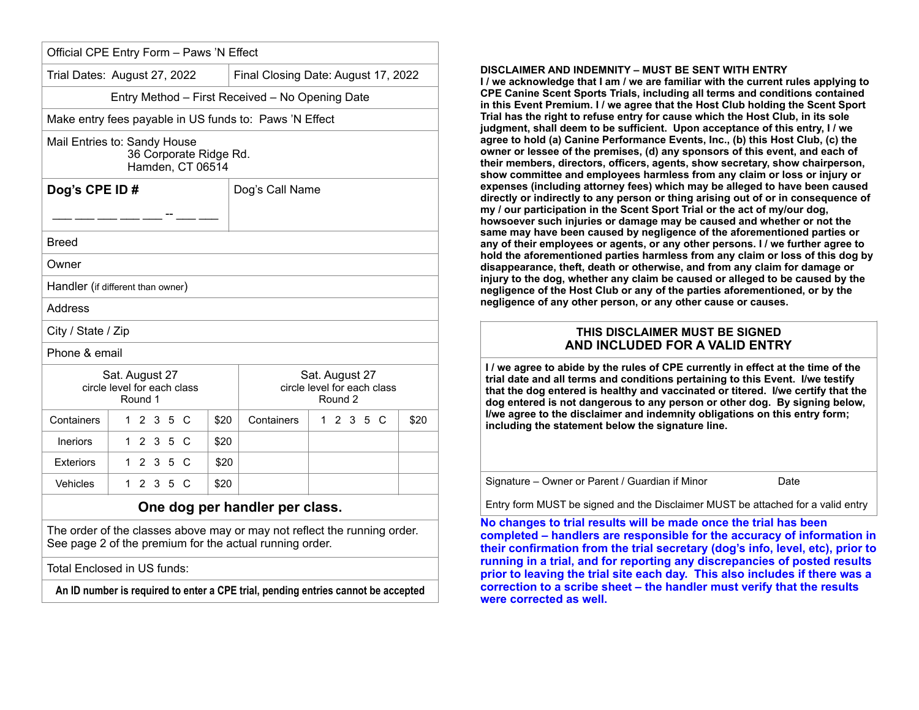Official CPE Entry Form – Paws 'N Effect

| Trial Dates: August 27, 2022 | Final Closing Date: August 17, 2022 |
|---|---|

Entry Method – First Received – No Opening Date

Make entry fees payable in US funds to: Paws 'N Effect

Mail Entries to: Sandy House
36 Corporate Ridge Rd.
Hamden, CT 06514

| **Dog's CPE ID #** ___ ___ ___ ___ ___ -- ___ ___ | Dog's Call Name |
|---|---|

Breed

Owner

Handler (if different than owner)

Address

City / State / Zip

Phone & email

| Sat. August 27 circle level for each class Round 1 | | | Sat. August 27 circle level for each class Round 2 | | |
|---|---|---|---|---|---|
| Containers | 1 2 3 5 C | $20 | Containers | 1 2 3 5 C | $20 |
| Ineriors | 1 2 3 5 C | $20 | | | |
| Exteriors | 1 2 3 5 C | $20 | | | |
| Vehicles | 1 2 3 5 C | $20 | | | |

**One dog per handler per class.**

The order of the classes above may or may not reflect the running order. See page 2 of the premium for the actual running order.

Total Enclosed in US funds:

**An ID number is required to enter a CPE trial, pending entries cannot be accepted**

**DISCLAIMER AND INDEMNITY – MUST BE SENT WITH ENTRY**

**I / we acknowledge that I am / we are familiar with the current rules applying to CPE Canine Scent Sports Trials, including all terms and conditions contained in this Event Premium. I / we agree that the Host Club holding the Scent Sport Trial has the right to refuse entry for cause which the Host Club, in its sole judgment, shall deem to be sufficient. Upon acceptance of this entry, I / we agree to hold (a) Canine Performance Events, Inc., (b) this Host Club, (c) the owner or lessee of the premises, (d) any sponsors of this event, and each of their members, directors, officers, agents, show secretary, show chairperson, show committee and employees harmless from any claim or loss or injury or expenses (including attorney fees) which may be alleged to have been caused directly or indirectly to any person or thing arising out of or in consequence of my / our participation in the Scent Sport Trial or the act of my/our dog, howsoever such injuries or damage may be caused and whether or not the same may have been caused by negligence of the aforementioned parties or any of their employees or agents, or any other persons. I / we further agree to hold the aforementioned parties harmless from any claim or loss of this dog by disappearance, theft, death or otherwise, and from any claim for damage or injury to the dog, whether any claim be caused or alleged to be caused by the negligence of the Host Club or any of the parties aforementioned, or by the negligence of any other person, or any other cause or causes.**

**THIS DISCLAIMER MUST BE SIGNED AND INCLUDED FOR A VALID ENTRY**

**I / we agree to abide by the rules of CPE currently in effect at the time of the trial date and all terms and conditions pertaining to this Event. I/we testify that the dog entered is healthy and vaccinated or titered. I/we certify that the dog entered is not dangerous to any person or other dog. By signing below, I/we agree to the disclaimer and indemnity obligations on this entry form; including the statement below the signature line.**

Signature – Owner or Parent / Guardian if Minor    Date

Entry form MUST be signed and the Disclaimer MUST be attached for a valid entry

**No changes to trial results will be made once the trial has been completed – handlers are responsible for the accuracy of information in their confirmation from the trial secretary (dog's info, level, etc), prior to running in a trial, and for reporting any discrepancies of posted results prior to leaving the trial site each day. This also includes if there was a correction to a scribe sheet – the handler must verify that the results were corrected as well.**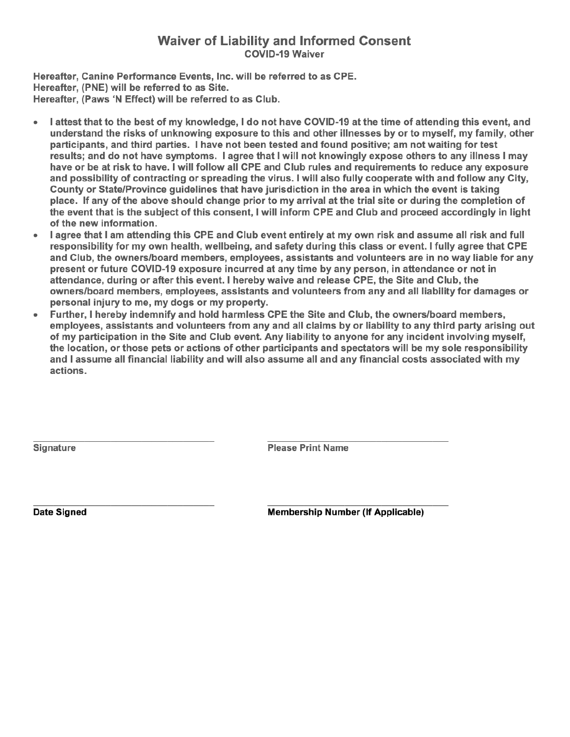# Waiver of Liability and Informed Consent

**COVID-19 Waiver**

**Hereafter, Canine Performance Events, Inc. will be referred to as CPE.**
**Hereafter, (PNE) will be referred to as Site.**
**Hereafter, (Paws 'N Effect) will be referred to as Club.**

- **I attest that to the best of my knowledge, I do not have COVID-19 at the time of attending this event, and understand the risks of unknowing exposure to this and other illnesses by or to myself, my family, other participants, and third parties. I have not been tested and found positive; am not waiting for test results; and do not have symptoms. I agree that I will not knowingly expose others to any illness I may have or be at risk to have. I will follow all CPE and Club rules and requirements to reduce any exposure and possibility of contracting or spreading the virus. I will also fully cooperate with and follow any City, County or State/Province guidelines that have jurisdiction in the area in which the event is taking place. If any of the above should change prior to my arrival at the trial site or during the completion of the event that is the subject of this consent, I will inform CPE and Club and proceed accordingly in light of the new information.**
- **I agree that I am attending this CPE and Club event entirely at my own risk and assume all risk and full responsibility for my own health, wellbeing, and safety during this class or event. I fully agree that CPE and Club, the owners/board members, employees, assistants and volunteers are in no way liable for any present or future COVID-19 exposure incurred at any time by any person, in attendance or not in attendance, during or after this event. I hereby waive and release CPE, the Site and Club, the owners/board members, employees, assistants and volunteers from any and all liability for damages or personal injury to me, my dogs or my property.**
- **Further, I hereby indemnify and hold harmless CPE the Site and Club, the owners/board members, employees, assistants and volunteers from any and all claims by or liability to any third party arising out of my participation in the Site and Club event. Any liability to anyone for any incident involving myself, the location, or those pets or actions of other participants and spectators will be my sole responsibility and I assume all financial liability and will also assume all and any financial costs associated with my actions.**

\_\_\_\_\_\_\_\_\_\_\_\_\_\_\_\_\_\_\_\_\_\_\_\_\_\_\_\_\_\_ &nbsp;&nbsp;&nbsp;&nbsp; \_\_\_\_\_\_\_\_\_\_\_\_\_\_\_\_\_\_\_\_\_\_\_\_\_\_\_\_\_\_

**Signature** &nbsp;&nbsp;&nbsp;&nbsp; **Please Print Name**

\_\_\_\_\_\_\_\_\_\_\_\_\_\_\_\_\_\_\_\_\_\_\_\_\_\_\_\_\_\_ &nbsp;&nbsp;&nbsp;&nbsp; \_\_\_\_\_\_\_\_\_\_\_\_\_\_\_\_\_\_\_\_\_\_\_\_\_\_\_\_\_\_

**Date Signed** &nbsp;&nbsp;&nbsp;&nbsp; **Membership Number (If Applicable)**